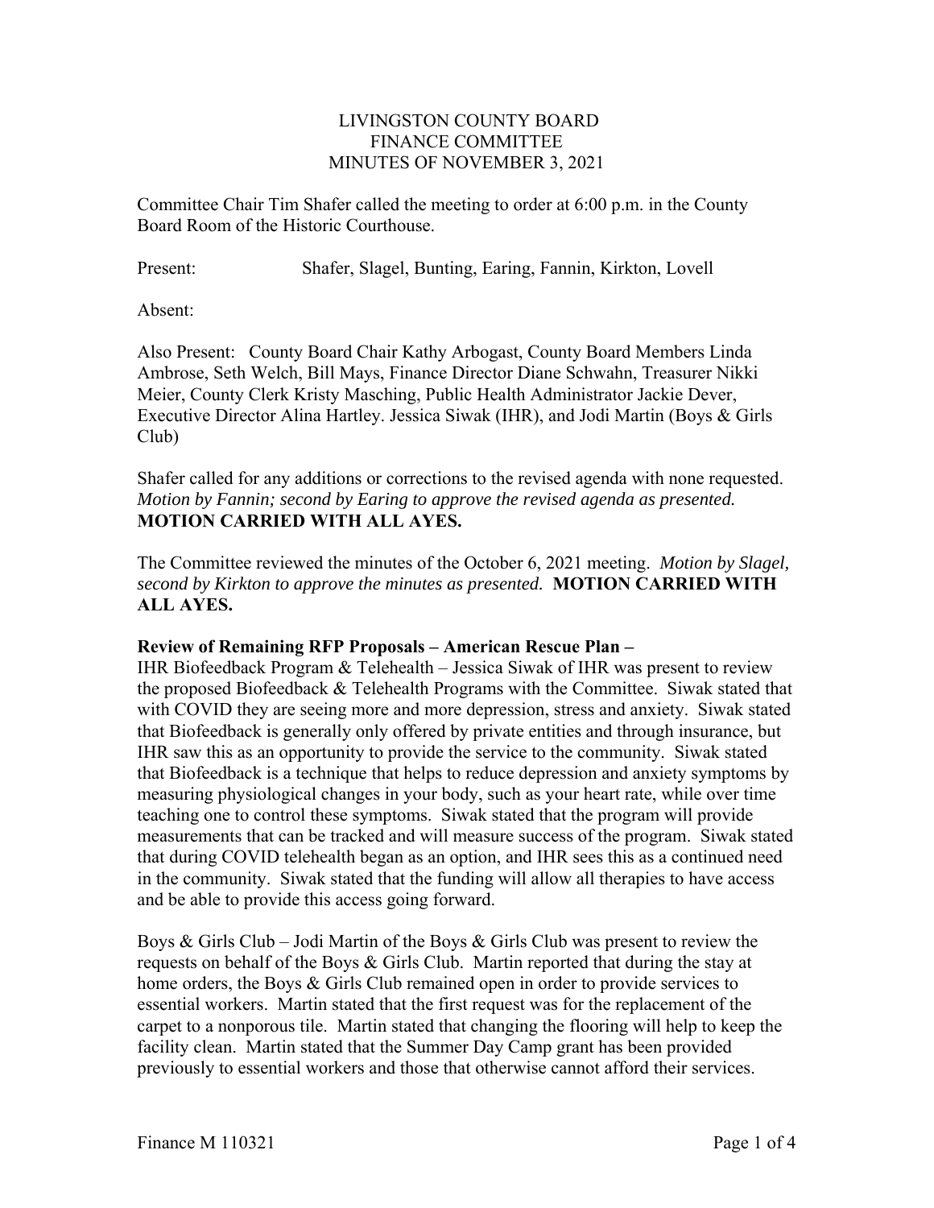# LIVINGSTON COUNTY BOARD
## FINANCE COMMITTEE
### MINUTES OF NOVEMBER 3, 2021

Committee Chair Tim Shafer called the meeting to order at 6:00 p.m. in the County Board Room of the Historic Courthouse.

Present: Shafer, Slagel, Bunting, Earing, Fannin, Kirkton, Lovell

Absent:

Also Present: County Board Chair Kathy Arbogast, County Board Members Linda Ambrose, Seth Welch, Bill Mays, Finance Director Diane Schwahn, Treasurer Nikki Meier, County Clerk Kristy Masching, Public Health Administrator Jackie Dever, Executive Director Alina Hartley. Jessica Siwak (IHR), and Jodi Martin (Boys & Girls Club)

Shafer called for any additions or corrections to the revised agenda with none requested. *Motion by Fannin; second by Earing to approve the revised agenda as presented.* **MOTION CARRIED WITH ALL AYES.**

The Committee reviewed the minutes of the October 6, 2021 meeting. *Motion by Slagel, second by Kirkton to approve the minutes as presented.* **MOTION CARRIED WITH ALL AYES.**

**Review of Remaining RFP Proposals – American Rescue Plan –**

IHR Biofeedback Program & Telehealth – Jessica Siwak of IHR was present to review the proposed Biofeedback & Telehealth Programs with the Committee. Siwak stated that with COVID they are seeing more and more depression, stress and anxiety. Siwak stated that Biofeedback is generally only offered by private entities and through insurance, but IHR saw this as an opportunity to provide the service to the community. Siwak stated that Biofeedback is a technique that helps to reduce depression and anxiety symptoms by measuring physiological changes in your body, such as your heart rate, while over time teaching one to control these symptoms. Siwak stated that the program will provide measurements that can be tracked and will measure success of the program. Siwak stated that during COVID telehealth began as an option, and IHR sees this as a continued need in the community. Siwak stated that the funding will allow all therapies to have access and be able to provide this access going forward.

Boys & Girls Club – Jodi Martin of the Boys & Girls Club was present to review the requests on behalf of the Boys & Girls Club. Martin reported that during the stay at home orders, the Boys & Girls Club remained open in order to provide services to essential workers. Martin stated that the first request was for the replacement of the carpet to a nonporous tile. Martin stated that changing the flooring will help to keep the facility clean. Martin stated that the Summer Day Camp grant has been provided previously to essential workers and those that otherwise cannot afford their services.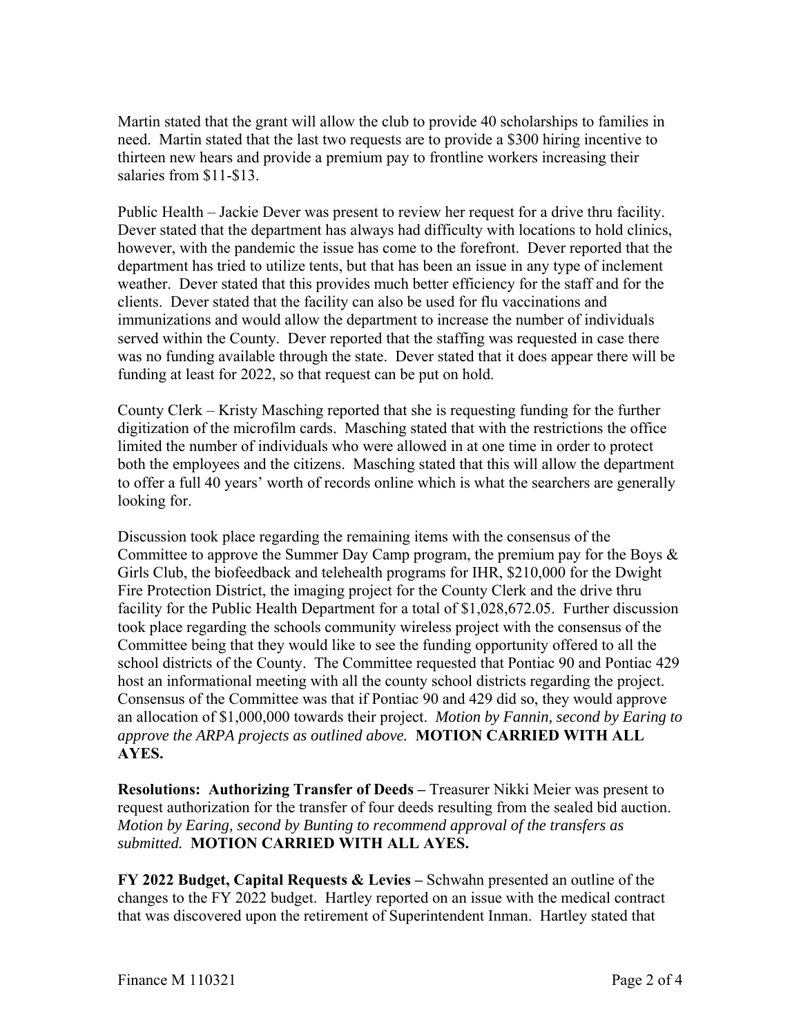Martin stated that the grant will allow the club to provide 40 scholarships to families in need. Martin stated that the last two requests are to provide a $300 hiring incentive to thirteen new hears and provide a premium pay to frontline workers increasing their salaries from $11-$13.

Public Health – Jackie Dever was present to review her request for a drive thru facility. Dever stated that the department has always had difficulty with locations to hold clinics, however, with the pandemic the issue has come to the forefront. Dever reported that the department has tried to utilize tents, but that has been an issue in any type of inclement weather. Dever stated that this provides much better efficiency for the staff and for the clients. Dever stated that the facility can also be used for flu vaccinations and immunizations and would allow the department to increase the number of individuals served within the County. Dever reported that the staffing was requested in case there was no funding available through the state. Dever stated that it does appear there will be funding at least for 2022, so that request can be put on hold.

County Clerk – Kristy Masching reported that she is requesting funding for the further digitization of the microfilm cards. Masching stated that with the restrictions the office limited the number of individuals who were allowed in at one time in order to protect both the employees and the citizens. Masching stated that this will allow the department to offer a full 40 years' worth of records online which is what the searchers are generally looking for.

Discussion took place regarding the remaining items with the consensus of the Committee to approve the Summer Day Camp program, the premium pay for the Boys & Girls Club, the biofeedback and telehealth programs for IHR, $210,000 for the Dwight Fire Protection District, the imaging project for the County Clerk and the drive thru facility for the Public Health Department for a total of $1,028,672.05. Further discussion took place regarding the schools community wireless project with the consensus of the Committee being that they would like to see the funding opportunity offered to all the school districts of the County. The Committee requested that Pontiac 90 and Pontiac 429 host an informational meeting with all the county school districts regarding the project. Consensus of the Committee was that if Pontiac 90 and 429 did so, they would approve an allocation of $1,000,000 towards their project. *Motion by Fannin, second by Earing to approve the ARPA projects as outlined above.* **MOTION CARRIED WITH ALL AYES.**

**Resolutions: Authorizing Transfer of Deeds –** Treasurer Nikki Meier was present to request authorization for the transfer of four deeds resulting from the sealed bid auction. *Motion by Earing, second by Bunting to recommend approval of the transfers as submitted.* **MOTION CARRIED WITH ALL AYES.**

**FY 2022 Budget, Capital Requests & Levies –** Schwahn presented an outline of the changes to the FY 2022 budget. Hartley reported on an issue with the medical contract that was discovered upon the retirement of Superintendent Inman. Hartley stated that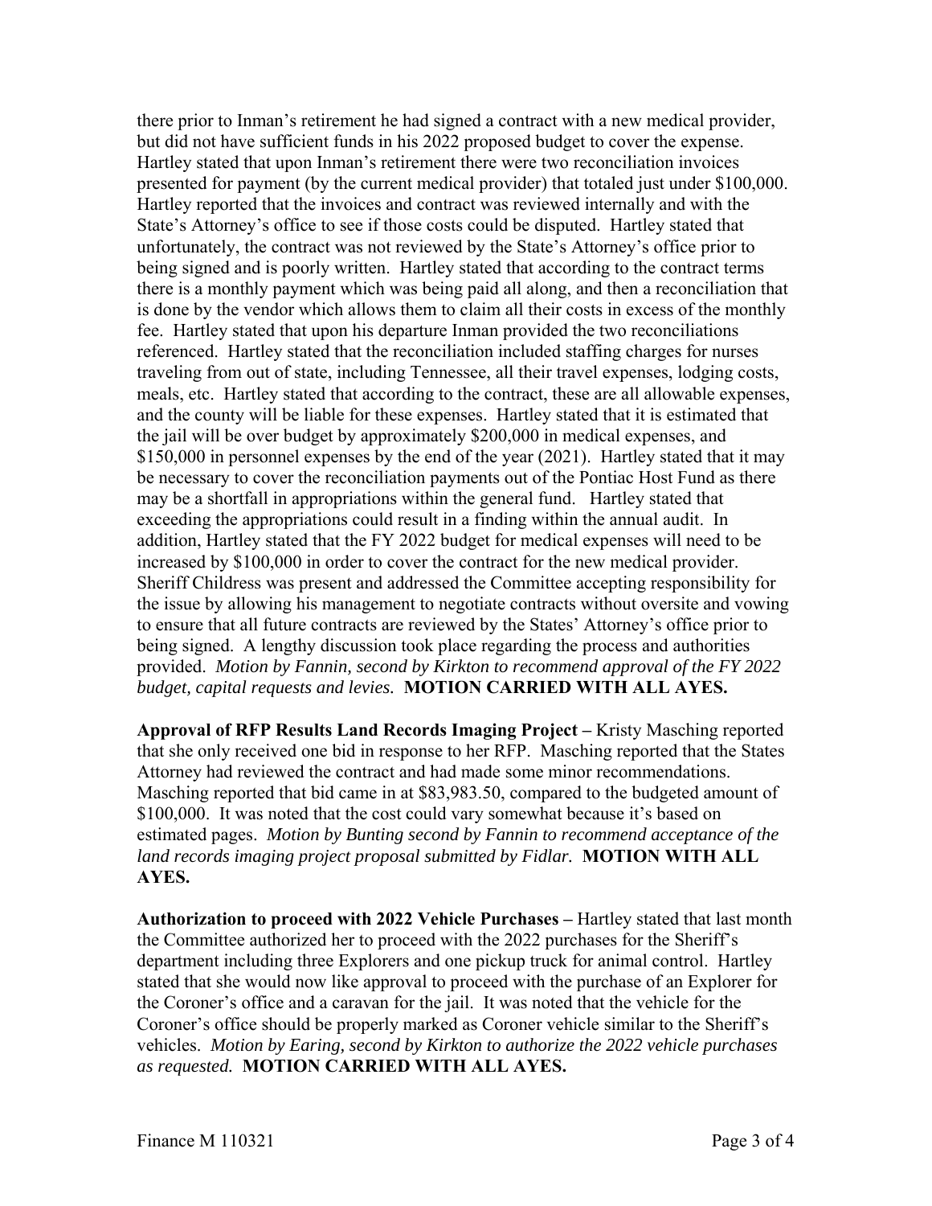there prior to Inman's retirement he had signed a contract with a new medical provider, but did not have sufficient funds in his 2022 proposed budget to cover the expense. Hartley stated that upon Inman's retirement there were two reconciliation invoices presented for payment (by the current medical provider) that totaled just under $100,000. Hartley reported that the invoices and contract was reviewed internally and with the State's Attorney's office to see if those costs could be disputed. Hartley stated that unfortunately, the contract was not reviewed by the State's Attorney's office prior to being signed and is poorly written. Hartley stated that according to the contract terms there is a monthly payment which was being paid all along, and then a reconciliation that is done by the vendor which allows them to claim all their costs in excess of the monthly fee. Hartley stated that upon his departure Inman provided the two reconciliations referenced. Hartley stated that the reconciliation included staffing charges for nurses traveling from out of state, including Tennessee, all their travel expenses, lodging costs, meals, etc. Hartley stated that according to the contract, these are all allowable expenses, and the county will be liable for these expenses. Hartley stated that it is estimated that the jail will be over budget by approximately $200,000 in medical expenses, and $150,000 in personnel expenses by the end of the year (2021). Hartley stated that it may be necessary to cover the reconciliation payments out of the Pontiac Host Fund as there may be a shortfall in appropriations within the general fund. Hartley stated that exceeding the appropriations could result in a finding within the annual audit. In addition, Hartley stated that the FY 2022 budget for medical expenses will need to be increased by $100,000 in order to cover the contract for the new medical provider. Sheriff Childress was present and addressed the Committee accepting responsibility for the issue by allowing his management to negotiate contracts without oversite and vowing to ensure that all future contracts are reviewed by the States' Attorney's office prior to being signed. A lengthy discussion took place regarding the process and authorities provided. *Motion by Fannin, second by Kirkton to recommend approval of the FY 2022 budget, capital requests and levies.* **MOTION CARRIED WITH ALL AYES.**

**Approval of RFP Results Land Records Imaging Project –** Kristy Masching reported that she only received one bid in response to her RFP. Masching reported that the States Attorney had reviewed the contract and had made some minor recommendations. Masching reported that bid came in at $83,983.50, compared to the budgeted amount of $100,000. It was noted that the cost could vary somewhat because it's based on estimated pages. *Motion by Bunting second by Fannin to recommend acceptance of the land records imaging project proposal submitted by Fidlar.* **MOTION WITH ALL AYES.**

**Authorization to proceed with 2022 Vehicle Purchases –** Hartley stated that last month the Committee authorized her to proceed with the 2022 purchases for the Sheriff's department including three Explorers and one pickup truck for animal control. Hartley stated that she would now like approval to proceed with the purchase of an Explorer for the Coroner's office and a caravan for the jail. It was noted that the vehicle for the Coroner's office should be properly marked as Coroner vehicle similar to the Sheriff's vehicles. *Motion by Earing, second by Kirkton to authorize the 2022 vehicle purchases as requested.* **MOTION CARRIED WITH ALL AYES.**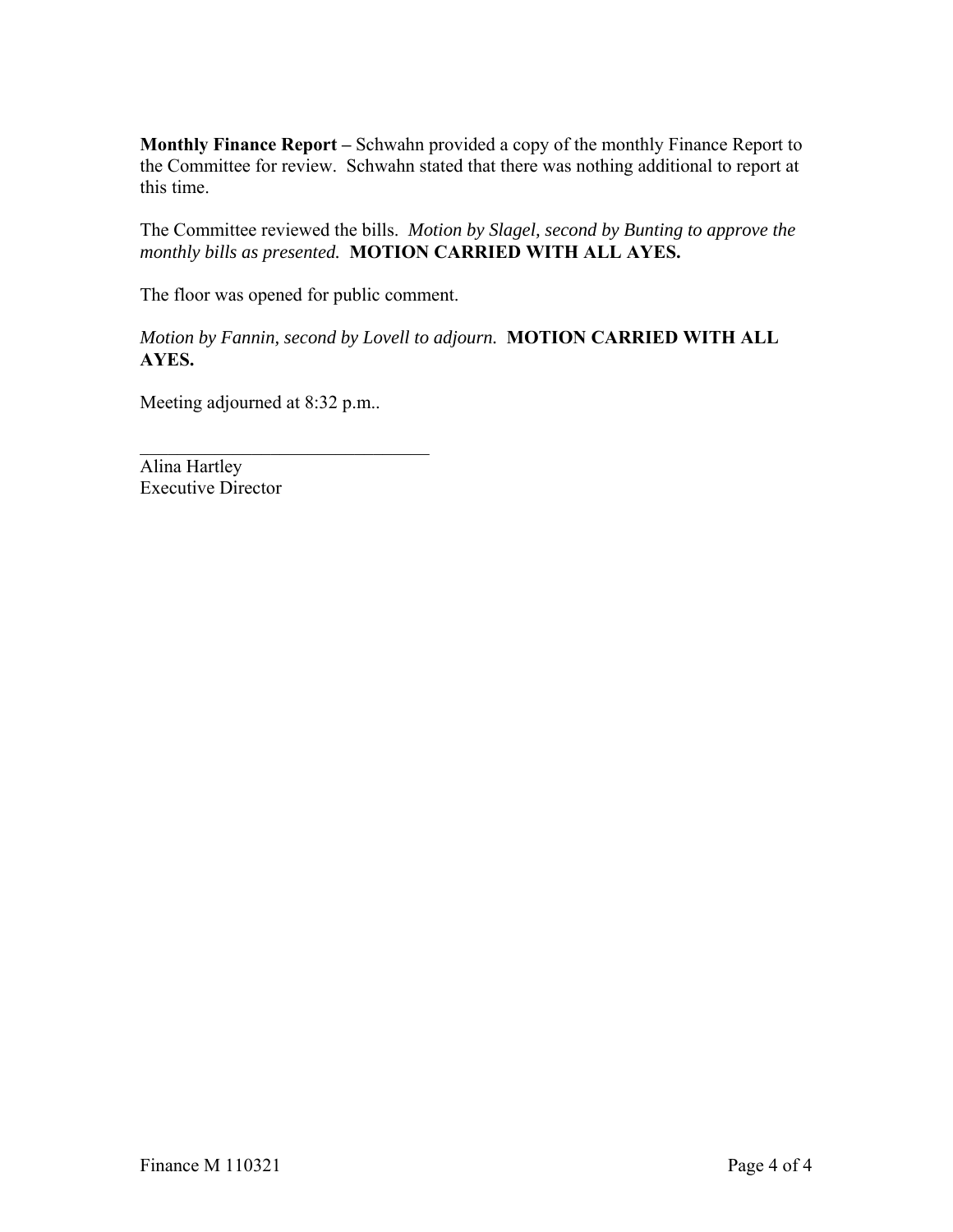**Monthly Finance Report –** Schwahn provided a copy of the monthly Finance Report to the Committee for review. Schwahn stated that there was nothing additional to report at this time.

The Committee reviewed the bills. *Motion by Slagel, second by Bunting to approve the monthly bills as presented.* **MOTION CARRIED WITH ALL AYES.**

The floor was opened for public comment.

*Motion by Fannin, second by Lovell to adjourn.* **MOTION CARRIED WITH ALL AYES.**

Meeting adjourned at 8:32 p.m..

________________________________
Alina Hartley
Executive Director